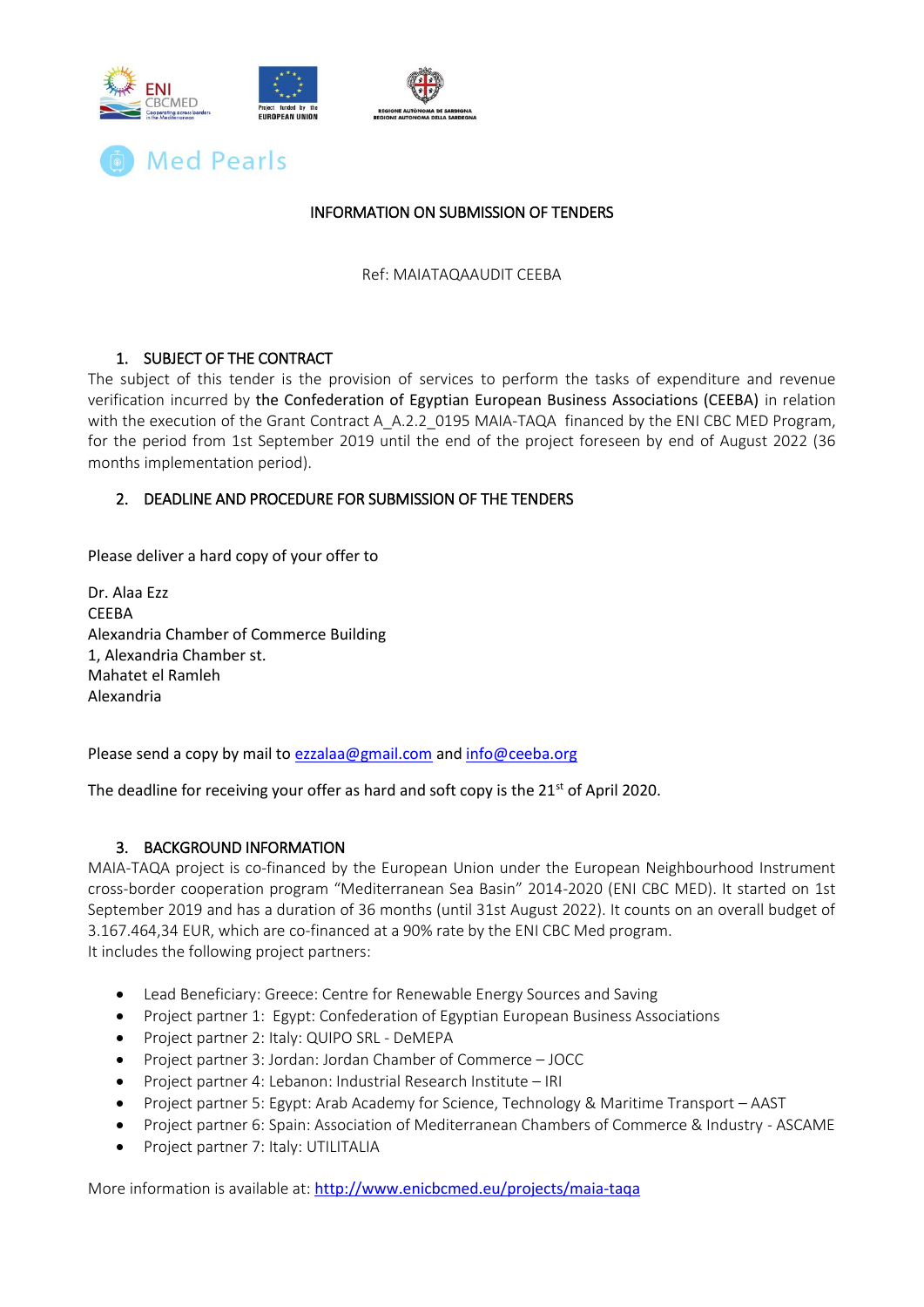Med Pearls

# INFORMATION ON SUBMISSION OF TENDERS

Ref: MAIATAQAAUDIT CEEBA

## 1. SUBJECT OF THE CONTRACT

The subject of this tender is the provision of services to perform the tasks of expenditure and revenue verification incurred by the Confederation of Egyptian European Business Associations (CEEBA) in relation with the execution of the Grant Contract A_A.2.2_0195 MAIA-TAQA financed by the ENI CBC MED Program, for the period from 1st September 2019 until the end of the project foreseen by end of August 2022 (36 months implementation period).

## 2. DEADLINE AND PROCEDURE FOR SUBMISSION OF THE TENDERS

Please deliver a hard copy of your offer to

Dr. Alaa Ezz
CEEBA
Alexandria Chamber of Commerce Building
1, Alexandria Chamber st.
Mahatet el Ramleh
Alexandria

Please send a copy by mail to ezzalaa@gmail.com and info@ceeba.org

The deadline for receiving your offer as hard and soft copy is the 21st of April 2020.

## 3. BACKGROUND INFORMATION

MAIA-TAQA project is co-financed by the European Union under the European Neighbourhood Instrument cross-border cooperation program "Mediterranean Sea Basin" 2014-2020 (ENI CBC MED). It started on 1st September 2019 and has a duration of 36 months (until 31st August 2022). It counts on an overall budget of 3.167.464,34 EUR, which are co-financed at a 90% rate by the ENI CBC Med program.
It includes the following project partners:

- Lead Beneficiary: Greece: Centre for Renewable Energy Sources and Saving
- Project partner 1: Egypt: Confederation of Egyptian European Business Associations
- Project partner 2: Italy: QUIPO SRL - DeMEPA
- Project partner 3: Jordan: Jordan Chamber of Commerce – JOCC
- Project partner 4: Lebanon: Industrial Research Institute – IRI
- Project partner 5: Egypt: Arab Academy for Science, Technology & Maritime Transport – AAST
- Project partner 6: Spain: Association of Mediterranean Chambers of Commerce & Industry - ASCAME
- Project partner 7: Italy: UTILITALIA

More information is available at: http://www.enicbcmed.eu/projects/maia-taqa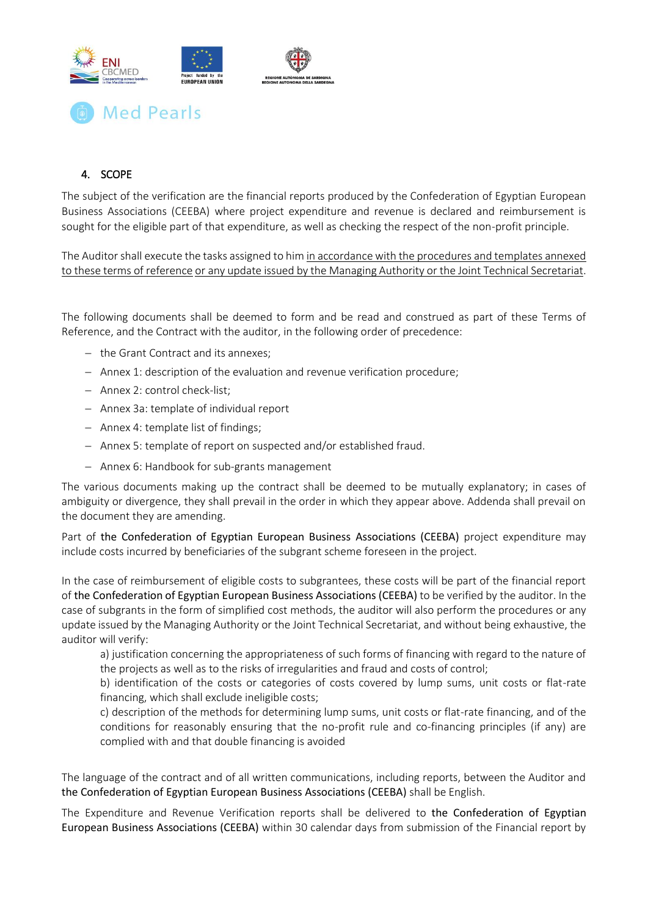## 4. SCOPE

The subject of the verification are the financial reports produced by the Confederation of Egyptian European Business Associations (CEEBA) where project expenditure and revenue is declared and reimbursement is sought for the eligible part of that expenditure, as well as checking the respect of the non-profit principle.

The Auditor shall execute the tasks assigned to him in accordance with the procedures and templates annexed to these terms of reference or any update issued by the Managing Authority or the Joint Technical Secretariat.

The following documents shall be deemed to form and be read and construed as part of these Terms of Reference, and the Contract with the auditor, in the following order of precedence:

- the Grant Contract and its annexes;
- Annex 1: description of the evaluation and revenue verification procedure;
- Annex 2: control check-list;
- Annex 3a: template of individual report
- Annex 4: template list of findings;
- Annex 5: template of report on suspected and/or established fraud.
- Annex 6: Handbook for sub-grants management

The various documents making up the contract shall be deemed to be mutually explanatory; in cases of ambiguity or divergence, they shall prevail in the order in which they appear above. Addenda shall prevail on the document they are amending.

Part of the Confederation of Egyptian European Business Associations (CEEBA) project expenditure may include costs incurred by beneficiaries of the subgrant scheme foreseen in the project.

In the case of reimbursement of eligible costs to subgrantees, these costs will be part of the financial report of the Confederation of Egyptian European Business Associations (CEEBA) to be verified by the auditor. In the case of subgrants in the form of simplified cost methods, the auditor will also perform the procedures or any update issued by the Managing Authority or the Joint Technical Secretariat, and without being exhaustive, the auditor will verify:

a) justification concerning the appropriateness of such forms of financing with regard to the nature of the projects as well as to the risks of irregularities and fraud and costs of control;
b) identification of the costs or categories of costs covered by lump sums, unit costs or flat-rate financing, which shall exclude ineligible costs;
c) description of the methods for determining lump sums, unit costs or flat-rate financing, and of the conditions for reasonably ensuring that the no-profit rule and co-financing principles (if any) are complied with and that double financing is avoided

The language of the contract and of all written communications, including reports, between the Auditor and the Confederation of Egyptian European Business Associations (CEEBA) shall be English.

The Expenditure and Revenue Verification reports shall be delivered to the Confederation of Egyptian European Business Associations (CEEBA) within 30 calendar days from submission of the Financial report by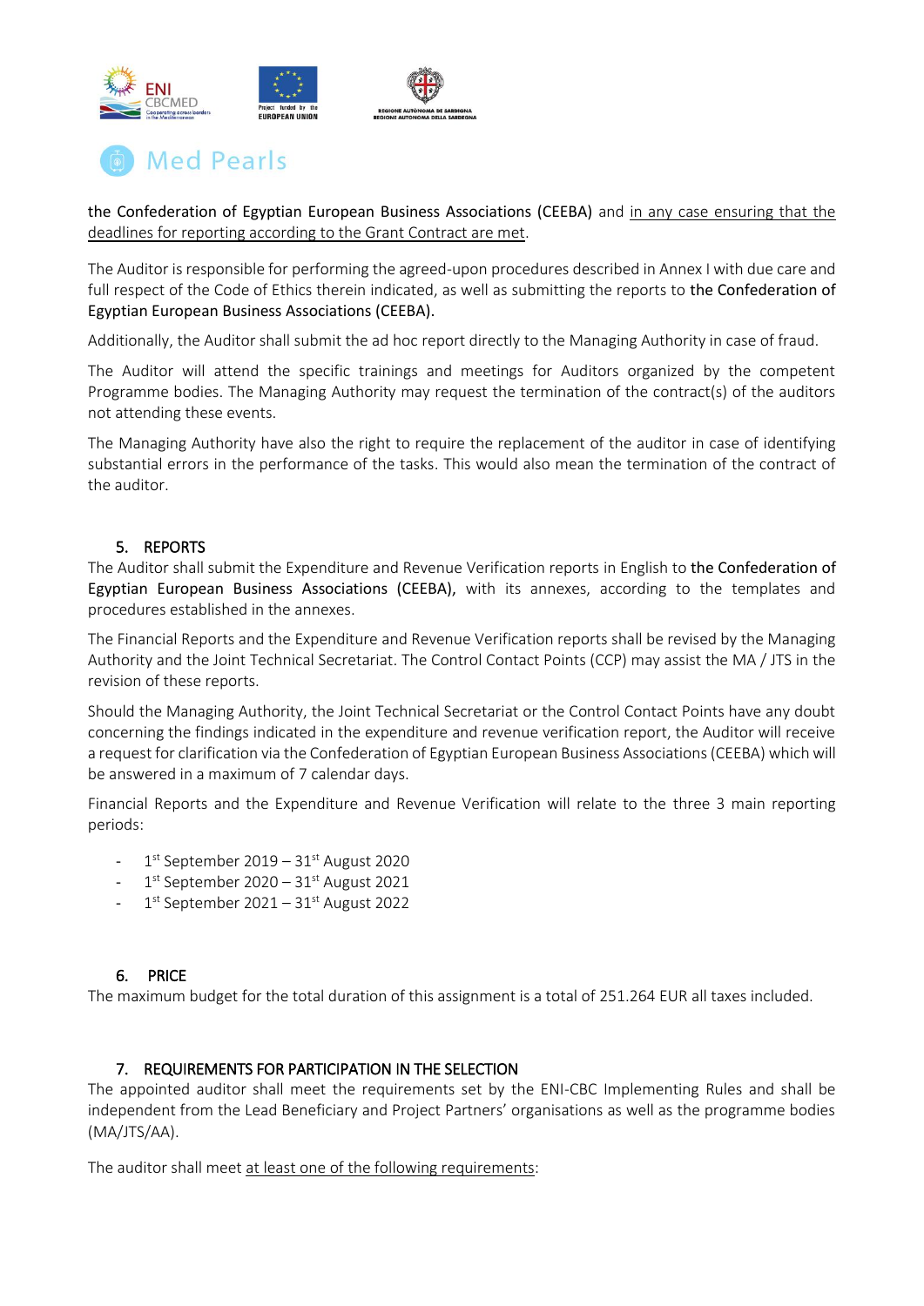the Confederation of Egyptian European Business Associations (CEEBA) and in any case ensuring that the deadlines for reporting according to the Grant Contract are met.

The Auditor is responsible for performing the agreed-upon procedures described in Annex I with due care and full respect of the Code of Ethics therein indicated, as well as submitting the reports to the Confederation of Egyptian European Business Associations (CEEBA).

Additionally, the Auditor shall submit the ad hoc report directly to the Managing Authority in case of fraud.

The Auditor will attend the specific trainings and meetings for Auditors organized by the competent Programme bodies. The Managing Authority may request the termination of the contract(s) of the auditors not attending these events.

The Managing Authority have also the right to require the replacement of the auditor in case of identifying substantial errors in the performance of the tasks. This would also mean the termination of the contract of the auditor.

## 5. REPORTS

The Auditor shall submit the Expenditure and Revenue Verification reports in English to **the Confederation of Egyptian European Business Associations (CEEBA),** with its annexes, according to the templates and procedures established in the annexes.

The Financial Reports and the Expenditure and Revenue Verification reports shall be revised by the Managing Authority and the Joint Technical Secretariat. The Control Contact Points (CCP) may assist the MA / JTS in the revision of these reports.

Should the Managing Authority, the Joint Technical Secretariat or the Control Contact Points have any doubt concerning the findings indicated in the expenditure and revenue verification report, the Auditor will receive a request for clarification via the Confederation of Egyptian European Business Associations (CEEBA) which will be answered in a maximum of 7 calendar days.

Financial Reports and the Expenditure and Revenue Verification will relate to the three 3 main reporting periods:

- 1st September 2019 – 31st August 2020
- 1st September 2020 – 31st August 2021
- 1st September 2021 – 31st August 2022

## 6. PRICE

The maximum budget for the total duration of this assignment is a total of 251.264 EUR all taxes included.

## 7. REQUIREMENTS FOR PARTICIPATION IN THE SELECTION

The appointed auditor shall meet the requirements set by the ENI-CBC Implementing Rules and shall be independent from the Lead Beneficiary and Project Partners' organisations as well as the programme bodies (MA/JTS/AA).

The auditor shall meet at least one of the following requirements: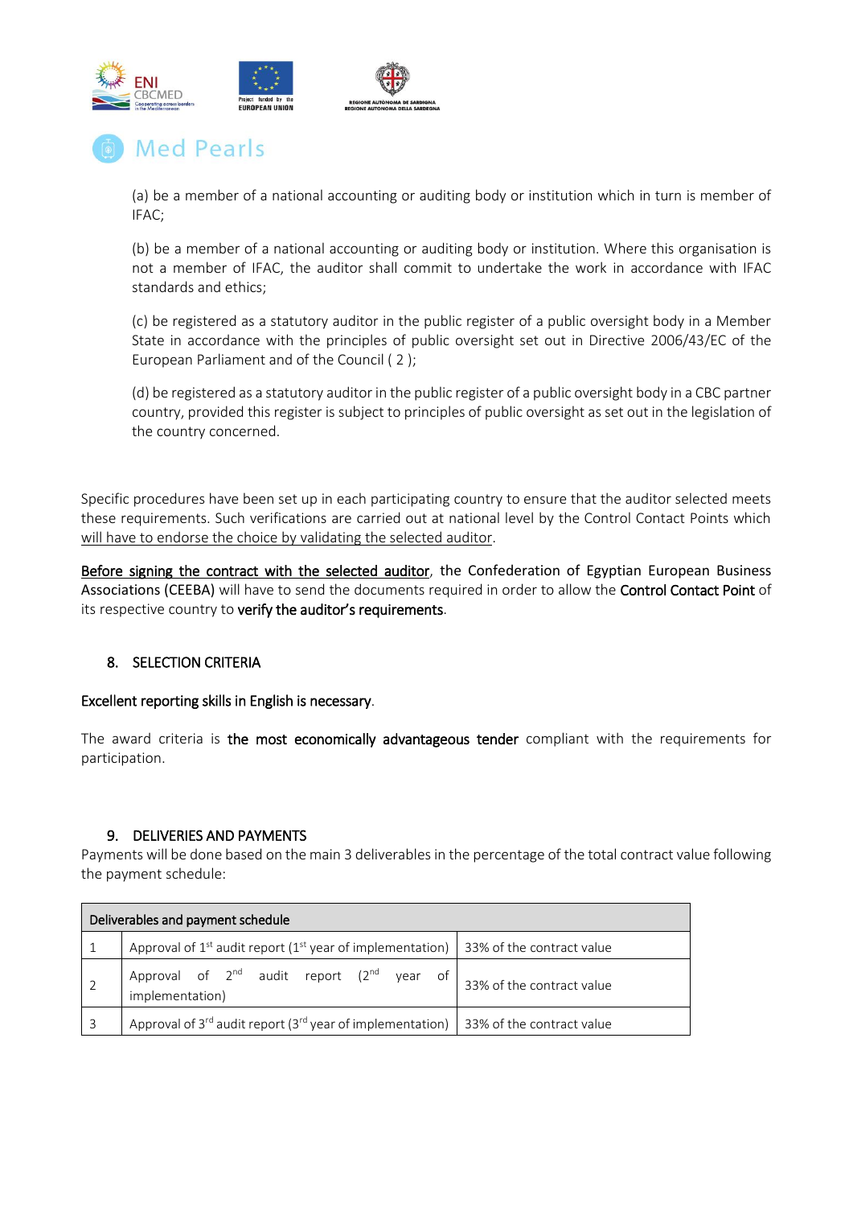(a) be a member of a national accounting or auditing body or institution which in turn is member of IFAC;

(b) be a member of a national accounting or auditing body or institution. Where this organisation is not a member of IFAC, the auditor shall commit to undertake the work in accordance with IFAC standards and ethics;

(c) be registered as a statutory auditor in the public register of a public oversight body in a Member State in accordance with the principles of public oversight set out in Directive 2006/43/EC of the European Parliament and of the Council ( 2 );

(d) be registered as a statutory auditor in the public register of a public oversight body in a CBC partner country, provided this register is subject to principles of public oversight as set out in the legislation of the country concerned.

Specific procedures have been set up in each participating country to ensure that the auditor selected meets these requirements. Such verifications are carried out at national level by the Control Contact Points which will have to endorse the choice by validating the selected auditor.

Before signing the contract with the selected auditor, the Confederation of Egyptian European Business Associations (CEEBA) will have to send the documents required in order to allow the **Control Contact Point** of its respective country to **verify the auditor's requirements**.

## 8. SELECTION CRITERIA

**Excellent reporting skills in English is necessary**.

The award criteria is **the most economically advantageous tender** compliant with the requirements for participation.

## 9. DELIVERIES AND PAYMENTS

Payments will be done based on the main 3 deliverables in the percentage of the total contract value following the payment schedule:

| Deliverables and payment schedule | | |
|---|---|---|
| 1 | Approval of 1st audit report (1st year of implementation) | 33% of the contract value |
| 2 | Approval of 2nd audit report (2nd year of implementation) | 33% of the contract value |
| 3 | Approval of 3rd audit report (3rd year of implementation) | 33% of the contract value |